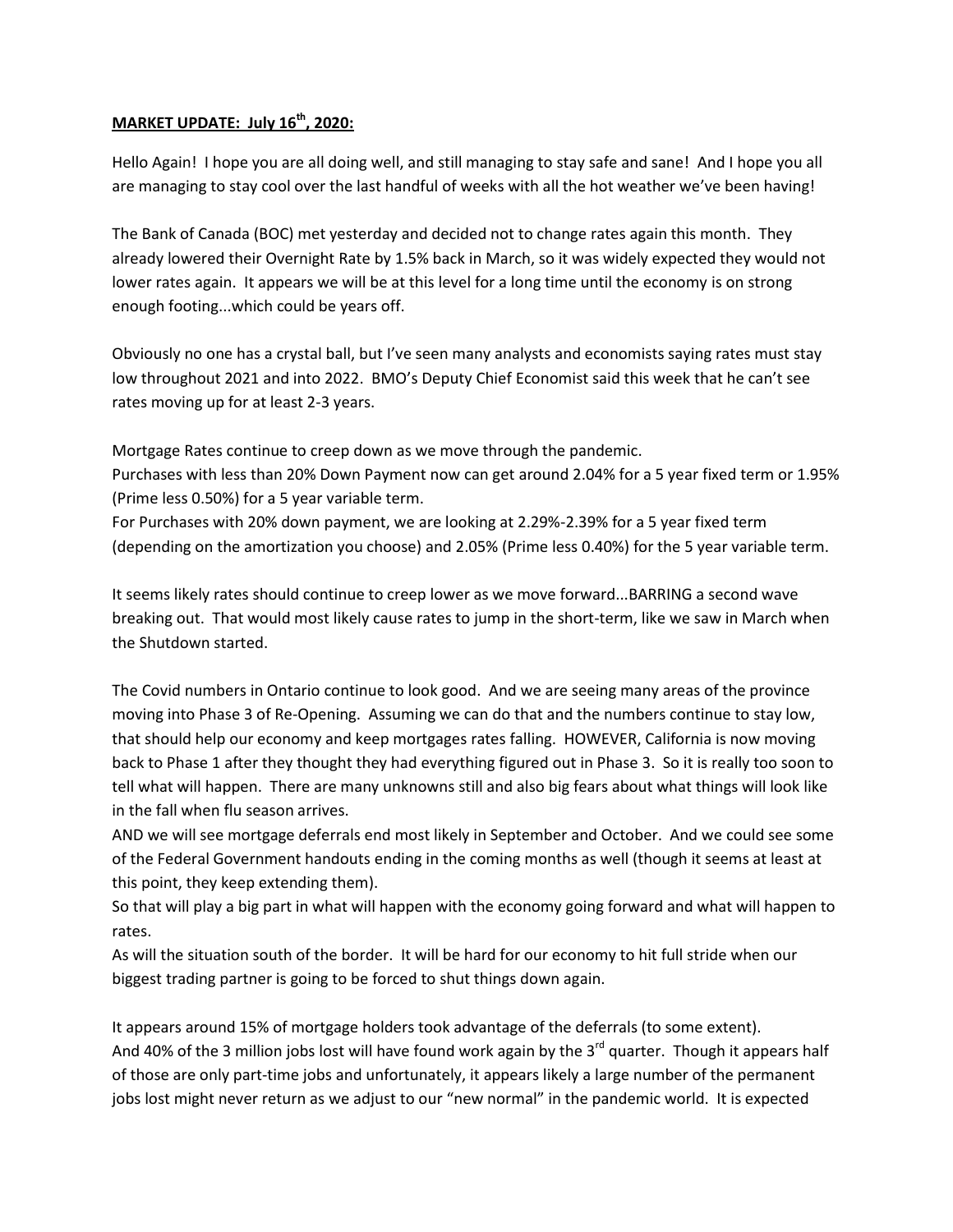**MARKET UPDATE: July 16th, 2020:**

Hello Again! I hope you are all doing well, and still managing to stay safe and sane! And I hope you all are managing to stay cool over the last handful of weeks with all the hot weather we've been having!

The Bank of Canada (BOC) met yesterday and decided not to change rates again this month. They already lowered their Overnight Rate by 1.5% back in March, so it was widely expected they would not lower rates again. It appears we will be at this level for a long time until the economy is on strong enough footing...which could be years off.

Obviously no one has a crystal ball, but I've seen many analysts and economists saying rates must stay low throughout 2021 and into 2022. BMO's Deputy Chief Economist said this week that he can't see rates moving up for at least 2-3 years.

Mortgage Rates continue to creep down as we move through the pandemic.
Purchases with less than 20% Down Payment now can get around 2.04% for a 5 year fixed term or 1.95% (Prime less 0.50%) for a 5 year variable term.
For Purchases with 20% down payment, we are looking at 2.29%-2.39% for a 5 year fixed term (depending on the amortization you choose) and 2.05% (Prime less 0.40%) for the 5 year variable term.

It seems likely rates should continue to creep lower as we move forward...BARRING a second wave breaking out. That would most likely cause rates to jump in the short-term, like we saw in March when the Shutdown started.

The Covid numbers in Ontario continue to look good. And we are seeing many areas of the province moving into Phase 3 of Re-Opening. Assuming we can do that and the numbers continue to stay low, that should help our economy and keep mortgages rates falling. HOWEVER, California is now moving back to Phase 1 after they thought they had everything figured out in Phase 3. So it is really too soon to tell what will happen. There are many unknowns still and also big fears about what things will look like in the fall when flu season arrives.
AND we will see mortgage deferrals end most likely in September and October. And we could see some of the Federal Government handouts ending in the coming months as well (though it seems at least at this point, they keep extending them).
So that will play a big part in what will happen with the economy going forward and what will happen to rates.
As will the situation south of the border. It will be hard for our economy to hit full stride when our biggest trading partner is going to be forced to shut things down again.

It appears around 15% of mortgage holders took advantage of the deferrals (to some extent).
And 40% of the 3 million jobs lost will have found work again by the 3rd quarter. Though it appears half of those are only part-time jobs and unfortunately, it appears likely a large number of the permanent jobs lost might never return as we adjust to our "new normal" in the pandemic world. It is expected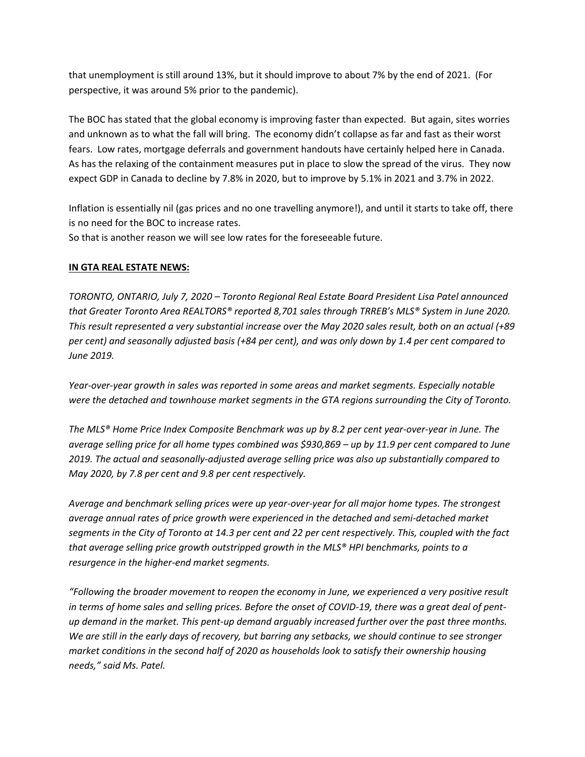that unemployment is still around 13%, but it should improve to about 7% by the end of 2021. (For perspective, it was around 5% prior to the pandemic).

The BOC has stated that the global economy is improving faster than expected. But again, sites worries and unknown as to what the fall will bring. The economy didn't collapse as far and fast as their worst fears. Low rates, mortgage deferrals and government handouts have certainly helped here in Canada. As has the relaxing of the containment measures put in place to slow the spread of the virus. They now expect GDP in Canada to decline by 7.8% in 2020, but to improve by 5.1% in 2021 and 3.7% in 2022.

Inflation is essentially nil (gas prices and no one travelling anymore!), and until it starts to take off, there is no need for the BOC to increase rates.
So that is another reason we will see low rates for the foreseeable future.

**IN GTA REAL ESTATE NEWS:**

*TORONTO, ONTARIO, July 7, 2020 – Toronto Regional Real Estate Board President Lisa Patel announced that Greater Toronto Area REALTORS® reported 8,701 sales through TRREB's MLS® System in June 2020. This result represented a very substantial increase over the May 2020 sales result, both on an actual (+89 per cent) and seasonally adjusted basis (+84 per cent), and was only down by 1.4 per cent compared to June 2019.*

*Year-over-year growth in sales was reported in some areas and market segments. Especially notable were the detached and townhouse market segments in the GTA regions surrounding the City of Toronto.*

*The MLS® Home Price Index Composite Benchmark was up by 8.2 per cent year-over-year in June. The average selling price for all home types combined was $930,869 – up by 11.9 per cent compared to June 2019. The actual and seasonally-adjusted average selling price was also up substantially compared to May 2020, by 7.8 per cent and 9.8 per cent respectively.*

*Average and benchmark selling prices were up year-over-year for all major home types. The strongest average annual rates of price growth were experienced in the detached and semi-detached market segments in the City of Toronto at 14.3 per cent and 22 per cent respectively. This, coupled with the fact that average selling price growth outstripped growth in the MLS® HPI benchmarks, points to a resurgence in the higher-end market segments.*

*"Following the broader movement to reopen the economy in June, we experienced a very positive result in terms of home sales and selling prices. Before the onset of COVID-19, there was a great deal of pent-up demand in the market. This pent-up demand arguably increased further over the past three months. We are still in the early days of recovery, but barring any setbacks, we should continue to see stronger market conditions in the second half of 2020 as households look to satisfy their ownership housing needs," said Ms. Patel.*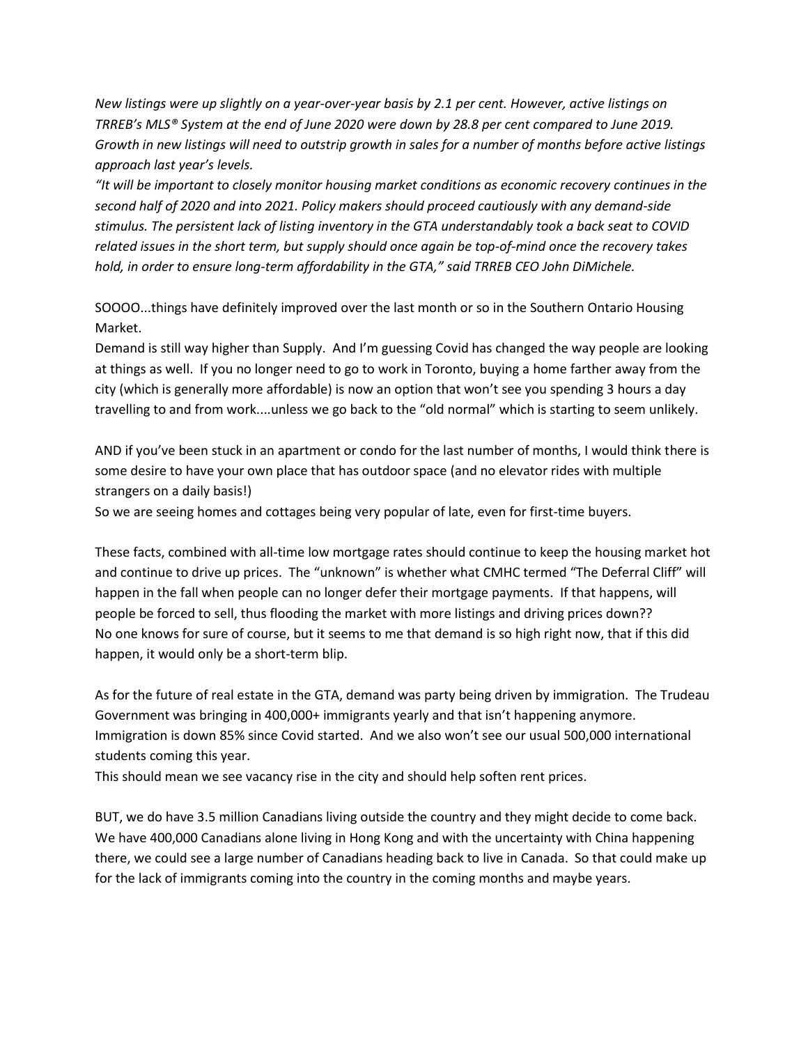*New listings were up slightly on a year-over-year basis by 2.1 per cent. However, active listings on TRREB's MLS® System at the end of June 2020 were down by 28.8 per cent compared to June 2019. Growth in new listings will need to outstrip growth in sales for a number of months before active listings approach last year's levels.*

*"It will be important to closely monitor housing market conditions as economic recovery continues in the second half of 2020 and into 2021. Policy makers should proceed cautiously with any demand-side stimulus. The persistent lack of listing inventory in the GTA understandably took a back seat to COVID related issues in the short term, but supply should once again be top-of-mind once the recovery takes hold, in order to ensure long-term affordability in the GTA," said TRREB CEO John DiMichele.*

SOOOO...things have definitely improved over the last month or so in the Southern Ontario Housing Market.

Demand is still way higher than Supply. And I'm guessing Covid has changed the way people are looking at things as well. If you no longer need to go to work in Toronto, buying a home farther away from the city (which is generally more affordable) is now an option that won't see you spending 3 hours a day travelling to and from work....unless we go back to the "old normal" which is starting to seem unlikely.

AND if you've been stuck in an apartment or condo for the last number of months, I would think there is some desire to have your own place that has outdoor space (and no elevator rides with multiple strangers on a daily basis!)

So we are seeing homes and cottages being very popular of late, even for first-time buyers.

These facts, combined with all-time low mortgage rates should continue to keep the housing market hot and continue to drive up prices. The "unknown" is whether what CMHC termed "The Deferral Cliff" will happen in the fall when people can no longer defer their mortgage payments. If that happens, will people be forced to sell, thus flooding the market with more listings and driving prices down??

No one knows for sure of course, but it seems to me that demand is so high right now, that if this did happen, it would only be a short-term blip.

As for the future of real estate in the GTA, demand was party being driven by immigration. The Trudeau Government was bringing in 400,000+ immigrants yearly and that isn't happening anymore. Immigration is down 85% since Covid started. And we also won't see our usual 500,000 international students coming this year.

This should mean we see vacancy rise in the city and should help soften rent prices.

BUT, we do have 3.5 million Canadians living outside the country and they might decide to come back. We have 400,000 Canadians alone living in Hong Kong and with the uncertainty with China happening there, we could see a large number of Canadians heading back to live in Canada. So that could make up for the lack of immigrants coming into the country in the coming months and maybe years.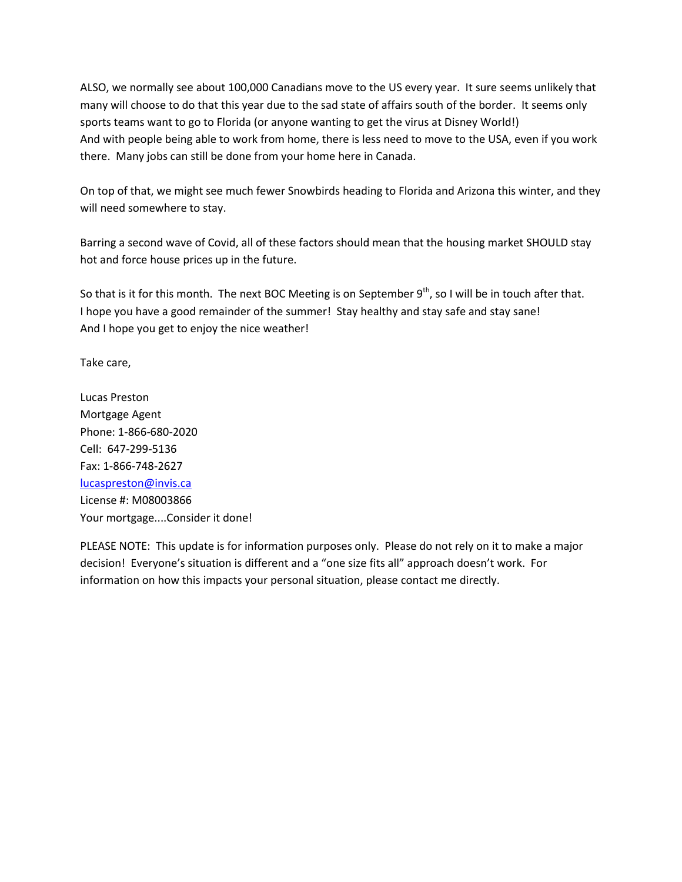ALSO, we normally see about 100,000 Canadians move to the US every year. It sure seems unlikely that many will choose to do that this year due to the sad state of affairs south of the border. It seems only sports teams want to go to Florida (or anyone wanting to get the virus at Disney World!)
And with people being able to work from home, there is less need to move to the USA, even if you work there. Many jobs can still be done from your home here in Canada.

On top of that, we might see much fewer Snowbirds heading to Florida and Arizona this winter, and they will need somewhere to stay.

Barring a second wave of Covid, all of these factors should mean that the housing market SHOULD stay hot and force house prices up in the future.

So that is it for this month. The next BOC Meeting is on September 9th, so I will be in touch after that.
I hope you have a good remainder of the summer! Stay healthy and stay safe and stay sane!
And I hope you get to enjoy the nice weather!

Take care,

Lucas Preston
Mortgage Agent
Phone: 1-866-680-2020
Cell: 647-299-5136
Fax: 1-866-748-2627
lucaspreston@invis.ca
License #: M08003866
Your mortgage....Consider it done!

PLEASE NOTE: This update is for information purposes only. Please do not rely on it to make a major decision! Everyone's situation is different and a "one size fits all" approach doesn't work. For information on how this impacts your personal situation, please contact me directly.